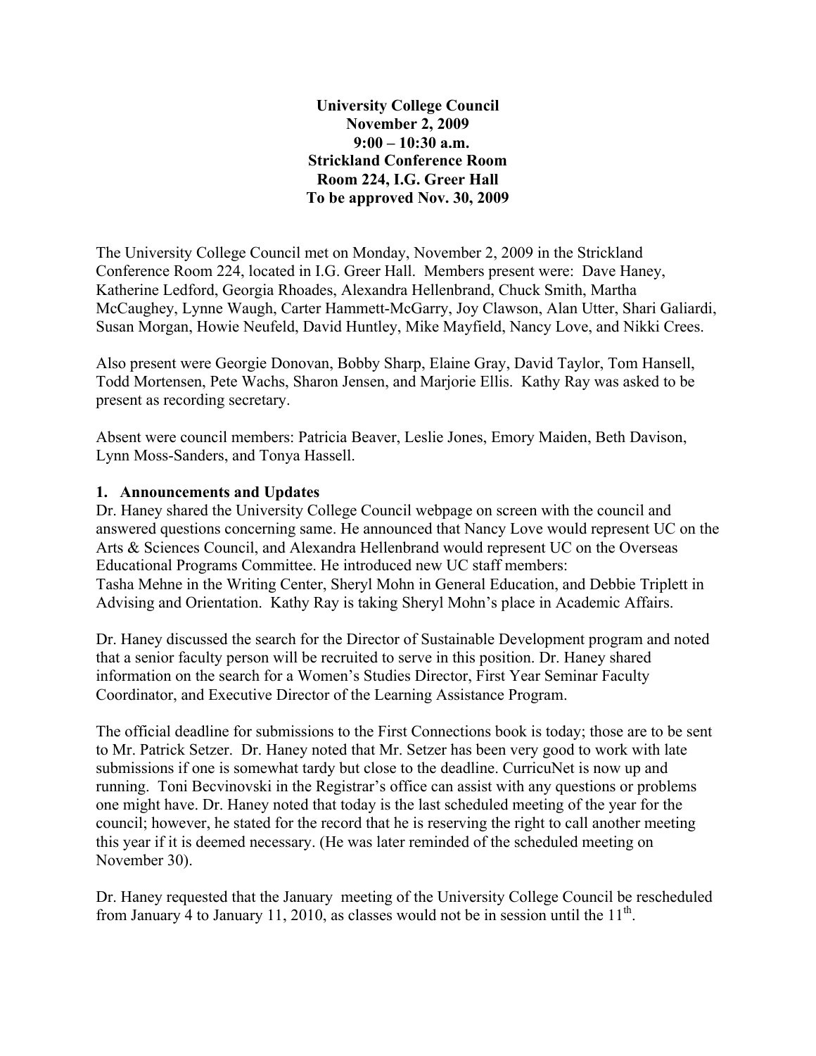**University College Council**
**November 2, 2009**
**9:00 – 10:30 a.m.**
**Strickland Conference Room**
**Room 224, I.G. Greer Hall**
**To be approved Nov. 30, 2009**

The University College Council met on Monday, November 2, 2009 in the Strickland Conference Room 224, located in I.G. Greer Hall. Members present were: Dave Haney, Katherine Ledford, Georgia Rhoades, Alexandra Hellenbrand, Chuck Smith, Martha McCaughey, Lynne Waugh, Carter Hammett-McGarry, Joy Clawson, Alan Utter, Shari Galiardi, Susan Morgan, Howie Neufeld, David Huntley, Mike Mayfield, Nancy Love, and Nikki Crees.

Also present were Georgie Donovan, Bobby Sharp, Elaine Gray, David Taylor, Tom Hansell, Todd Mortensen, Pete Wachs, Sharon Jensen, and Marjorie Ellis. Kathy Ray was asked to be present as recording secretary.

Absent were council members: Patricia Beaver, Leslie Jones, Emory Maiden, Beth Davison, Lynn Moss-Sanders, and Tonya Hassell.

**1. Announcements and Updates**

Dr. Haney shared the University College Council webpage on screen with the council and answered questions concerning same. He announced that Nancy Love would represent UC on the Arts & Sciences Council, and Alexandra Hellenbrand would represent UC on the Overseas Educational Programs Committee. He introduced new UC staff members: Tasha Mehne in the Writing Center, Sheryl Mohn in General Education, and Debbie Triplett in Advising and Orientation. Kathy Ray is taking Sheryl Mohn's place in Academic Affairs.

Dr. Haney discussed the search for the Director of Sustainable Development program and noted that a senior faculty person will be recruited to serve in this position. Dr. Haney shared information on the search for a Women's Studies Director, First Year Seminar Faculty Coordinator, and Executive Director of the Learning Assistance Program.

The official deadline for submissions to the First Connections book is today; those are to be sent to Mr. Patrick Setzer. Dr. Haney noted that Mr. Setzer has been very good to work with late submissions if one is somewhat tardy but close to the deadline. CurricuNet is now up and running. Toni Becvinovski in the Registrar's office can assist with any questions or problems one might have. Dr. Haney noted that today is the last scheduled meeting of the year for the council; however, he stated for the record that he is reserving the right to call another meeting this year if it is deemed necessary. (He was later reminded of the scheduled meeting on November 30).

Dr. Haney requested that the January meeting of the University College Council be rescheduled from January 4 to January 11, 2010, as classes would not be in session until the 11th.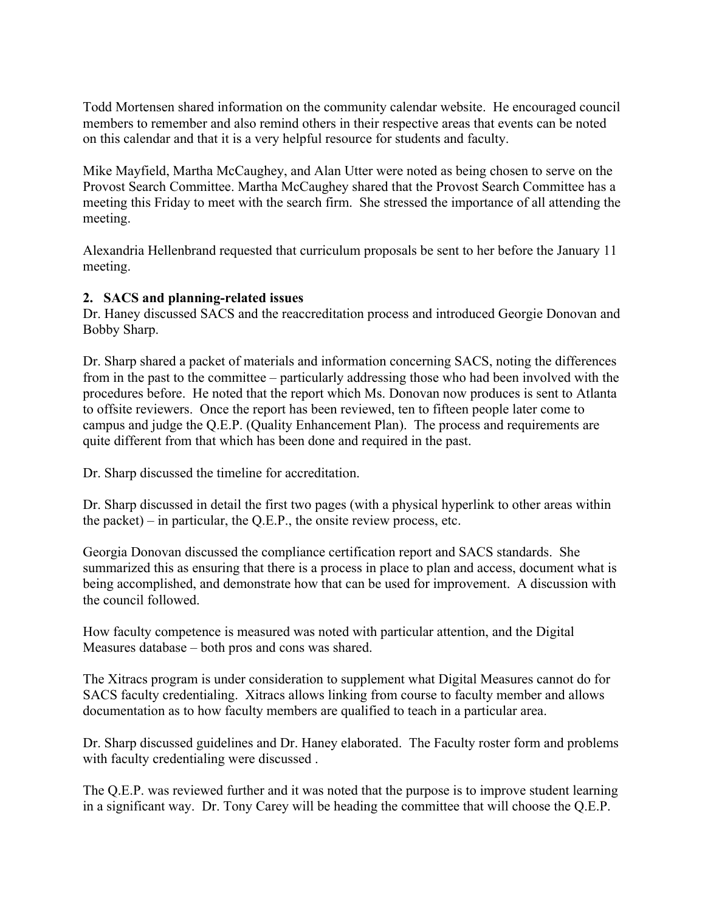Todd Mortensen shared information on the community calendar website. He encouraged council members to remember and also remind others in their respective areas that events can be noted on this calendar and that it is a very helpful resource for students and faculty.

Mike Mayfield, Martha McCaughey, and Alan Utter were noted as being chosen to serve on the Provost Search Committee. Martha McCaughey shared that the Provost Search Committee has a meeting this Friday to meet with the search firm. She stressed the importance of all attending the meeting.

Alexandria Hellenbrand requested that curriculum proposals be sent to her before the January 11 meeting.

**2. SACS and planning-related issues**

Dr. Haney discussed SACS and the reaccreditation process and introduced Georgie Donovan and Bobby Sharp.

Dr. Sharp shared a packet of materials and information concerning SACS, noting the differences from in the past to the committee – particularly addressing those who had been involved with the procedures before. He noted that the report which Ms. Donovan now produces is sent to Atlanta to offsite reviewers. Once the report has been reviewed, ten to fifteen people later come to campus and judge the Q.E.P. (Quality Enhancement Plan). The process and requirements are quite different from that which has been done and required in the past.

Dr. Sharp discussed the timeline for accreditation.

Dr. Sharp discussed in detail the first two pages (with a physical hyperlink to other areas within the packet) – in particular, the Q.E.P., the onsite review process, etc.

Georgia Donovan discussed the compliance certification report and SACS standards. She summarized this as ensuring that there is a process in place to plan and access, document what is being accomplished, and demonstrate how that can be used for improvement. A discussion with the council followed.

How faculty competence is measured was noted with particular attention, and the Digital Measures database – both pros and cons was shared.

The Xitracs program is under consideration to supplement what Digital Measures cannot do for SACS faculty credentialing. Xitracs allows linking from course to faculty member and allows documentation as to how faculty members are qualified to teach in a particular area.

Dr. Sharp discussed guidelines and Dr. Haney elaborated. The Faculty roster form and problems with faculty credentialing were discussed .

The Q.E.P. was reviewed further and it was noted that the purpose is to improve student learning in a significant way. Dr. Tony Carey will be heading the committee that will choose the Q.E.P.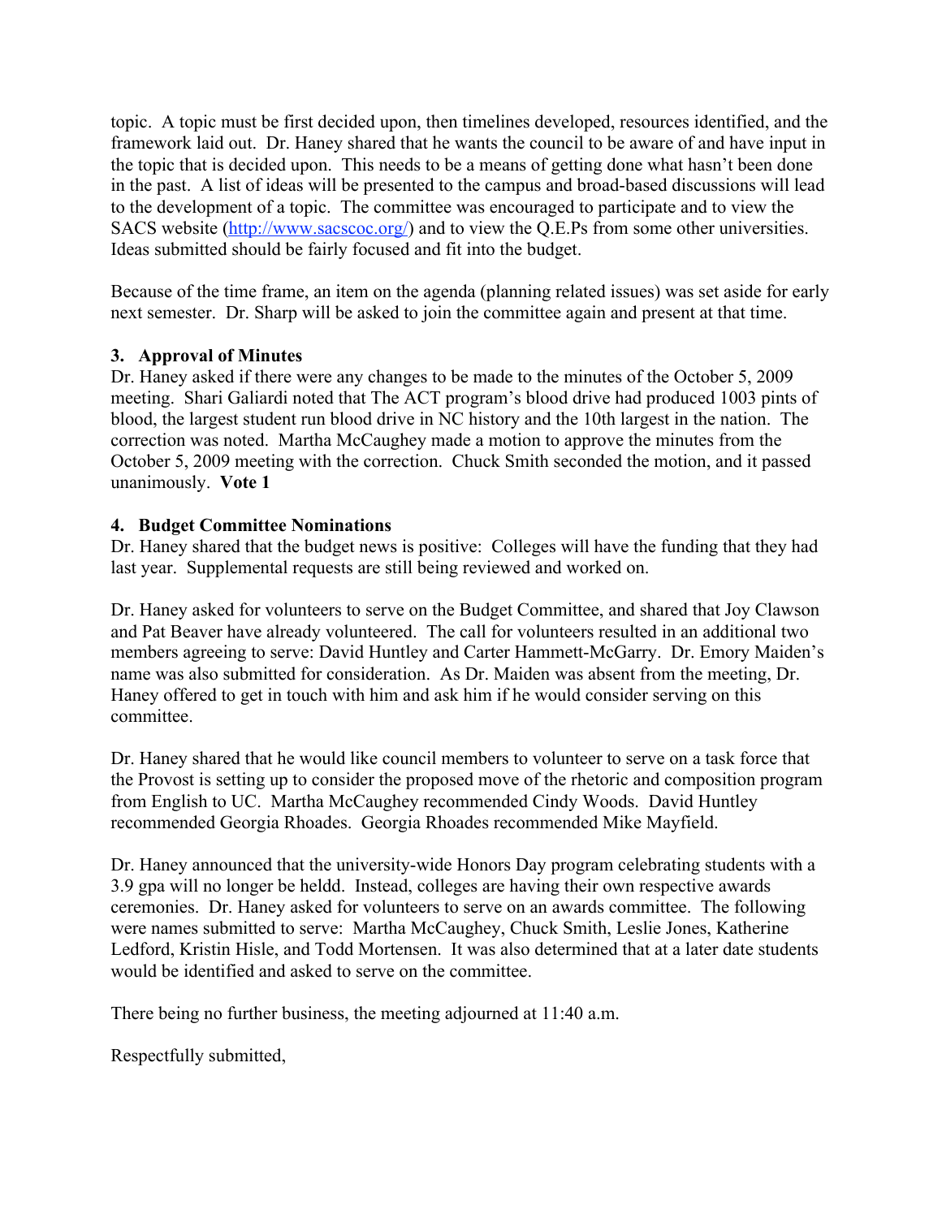topic. A topic must be first decided upon, then timelines developed, resources identified, and the framework laid out. Dr. Haney shared that he wants the council to be aware of and have input in the topic that is decided upon. This needs to be a means of getting done what hasn't been done in the past. A list of ideas will be presented to the campus and broad-based discussions will lead to the development of a topic. The committee was encouraged to participate and to view the SACS website (http://www.sacscoc.org/) and to view the Q.E.Ps from some other universities. Ideas submitted should be fairly focused and fit into the budget.

Because of the time frame, an item on the agenda (planning related issues) was set aside for early next semester. Dr. Sharp will be asked to join the committee again and present at that time.

**3. Approval of Minutes**

Dr. Haney asked if there were any changes to be made to the minutes of the October 5, 2009 meeting. Shari Galiardi noted that The ACT program's blood drive had produced 1003 pints of blood, the largest student run blood drive in NC history and the 10th largest in the nation. The correction was noted. Martha McCaughey made a motion to approve the minutes from the October 5, 2009 meeting with the correction. Chuck Smith seconded the motion, and it passed unanimously. **Vote 1**

**4. Budget Committee Nominations**

Dr. Haney shared that the budget news is positive: Colleges will have the funding that they had last year. Supplemental requests are still being reviewed and worked on.

Dr. Haney asked for volunteers to serve on the Budget Committee, and shared that Joy Clawson and Pat Beaver have already volunteered. The call for volunteers resulted in an additional two members agreeing to serve: David Huntley and Carter Hammett-McGarry. Dr. Emory Maiden's name was also submitted for consideration. As Dr. Maiden was absent from the meeting, Dr. Haney offered to get in touch with him and ask him if he would consider serving on this committee.

Dr. Haney shared that he would like council members to volunteer to serve on a task force that the Provost is setting up to consider the proposed move of the rhetoric and composition program from English to UC. Martha McCaughey recommended Cindy Woods. David Huntley recommended Georgia Rhoades. Georgia Rhoades recommended Mike Mayfield.

Dr. Haney announced that the university-wide Honors Day program celebrating students with a 3.9 gpa will no longer be heldd. Instead, colleges are having their own respective awards ceremonies. Dr. Haney asked for volunteers to serve on an awards committee. The following were names submitted to serve: Martha McCaughey, Chuck Smith, Leslie Jones, Katherine Ledford, Kristin Hisle, and Todd Mortensen. It was also determined that at a later date students would be identified and asked to serve on the committee.

There being no further business, the meeting adjourned at 11:40 a.m.

Respectfully submitted,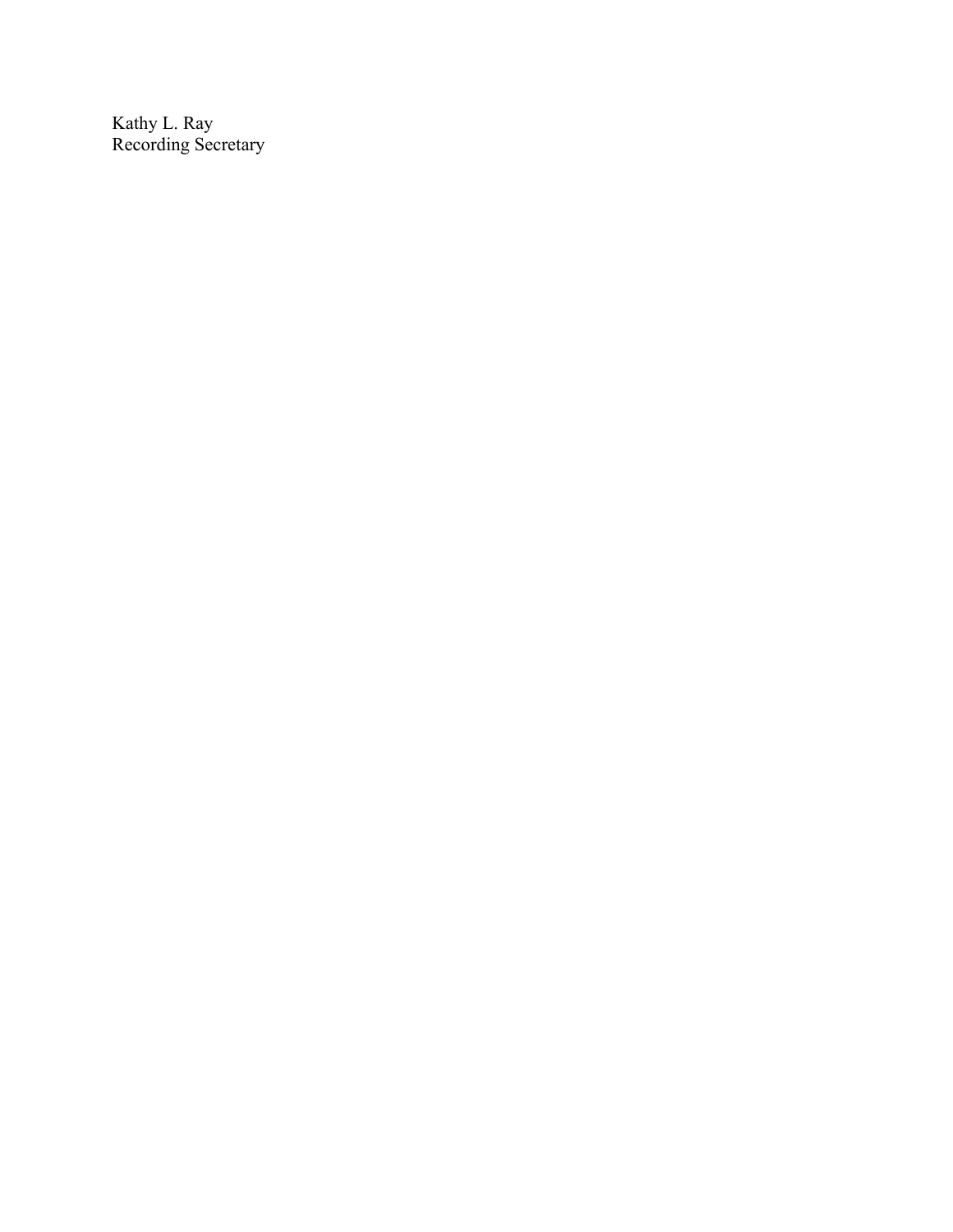Kathy L. Ray
Recording Secretary